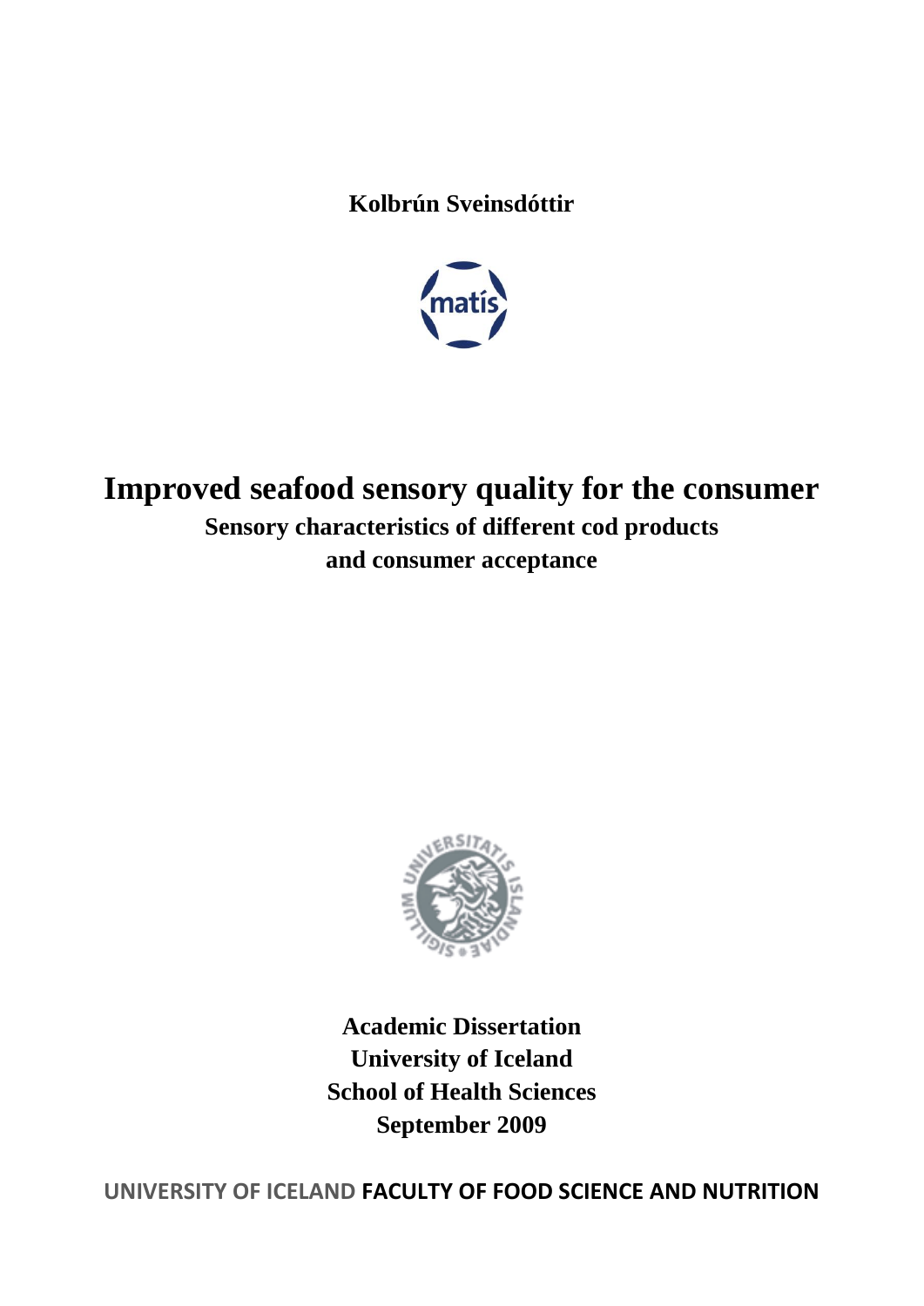**Kolbrún Sveinsdóttir**

# Improved seafood sensory quality for the consumer

## Sensory characteristics of different cod products and consumer acceptance

**Academic Dissertation**
**University of Iceland**
**School of Health Sciences**
**September 2009**

UNIVERSITY OF ICELAND **FACULTY OF FOOD SCIENCE AND NUTRITION**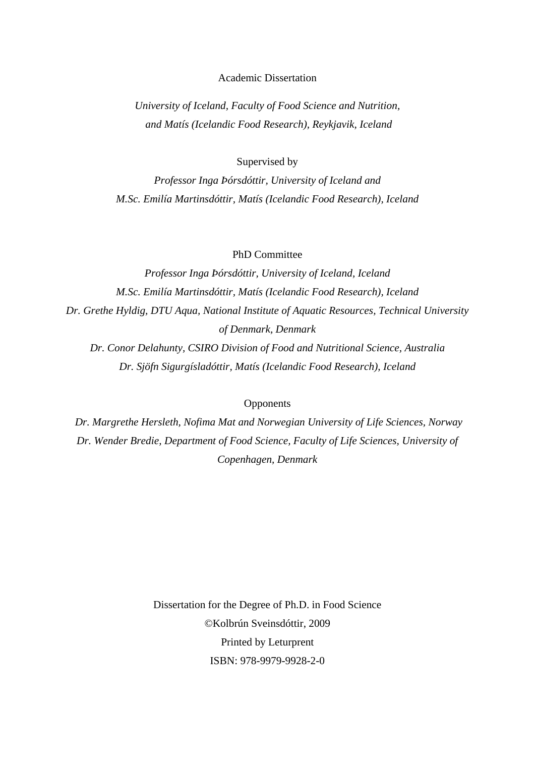Academic Dissertation

*University of Iceland, Faculty of Food Science and Nutrition, and Matís (Icelandic Food Research), Reykjavik, Iceland*

Supervised by

*Professor Inga Þórsdóttir, University of Iceland and*
*M.Sc. Emilía Martinsdóttir, Matís (Icelandic Food Research), Iceland*

PhD Committee

*Professor Inga Þórsdóttir, University of Iceland, Iceland*
*M.Sc. Emilía Martinsdóttir, Matís (Icelandic Food Research), Iceland*
*Dr. Grethe Hyldig, DTU Aqua, National Institute of Aquatic Resources, Technical University of Denmark, Denmark*
*Dr. Conor Delahunty, CSIRO Division of Food and Nutritional Science, Australia*
*Dr. Sjöfn Sigurgísladóttir, Matís (Icelandic Food Research), Iceland*

Opponents

*Dr. Margrethe Hersleth, Nofima Mat and Norwegian University of Life Sciences, Norway*
*Dr. Wender Bredie, Department of Food Science, Faculty of Life Sciences, University of Copenhagen, Denmark*

Dissertation for the Degree of Ph.D. in Food Science
©Kolbrún Sveinsdóttir, 2009
Printed by Leturprent
ISBN: 978-9979-9928-2-0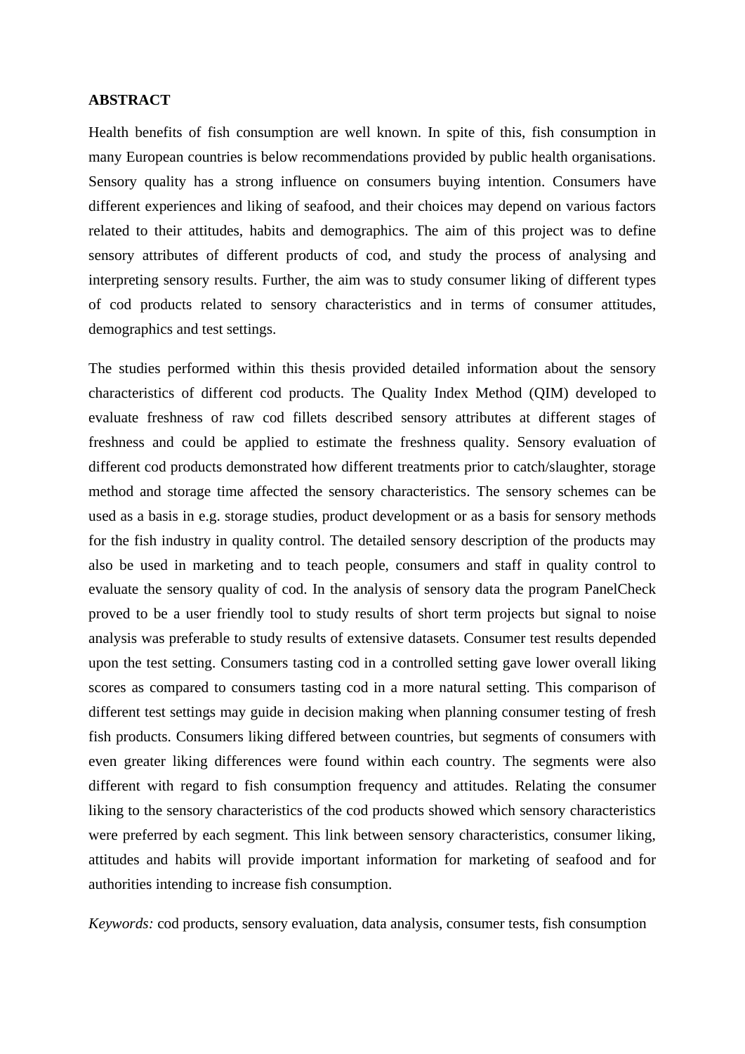## ABSTRACT

Health benefits of fish consumption are well known. In spite of this, fish consumption in many European countries is below recommendations provided by public health organisations. Sensory quality has a strong influence on consumers buying intention. Consumers have different experiences and liking of seafood, and their choices may depend on various factors related to their attitudes, habits and demographics. The aim of this project was to define sensory attributes of different products of cod, and study the process of analysing and interpreting sensory results. Further, the aim was to study consumer liking of different types of cod products related to sensory characteristics and in terms of consumer attitudes, demographics and test settings.

The studies performed within this thesis provided detailed information about the sensory characteristics of different cod products. The Quality Index Method (QIM) developed to evaluate freshness of raw cod fillets described sensory attributes at different stages of freshness and could be applied to estimate the freshness quality. Sensory evaluation of different cod products demonstrated how different treatments prior to catch/slaughter, storage method and storage time affected the sensory characteristics. The sensory schemes can be used as a basis in e.g. storage studies, product development or as a basis for sensory methods for the fish industry in quality control. The detailed sensory description of the products may also be used in marketing and to teach people, consumers and staff in quality control to evaluate the sensory quality of cod. In the analysis of sensory data the program PanelCheck proved to be a user friendly tool to study results of short term projects but signal to noise analysis was preferable to study results of extensive datasets. Consumer test results depended upon the test setting. Consumers tasting cod in a controlled setting gave lower overall liking scores as compared to consumers tasting cod in a more natural setting. This comparison of different test settings may guide in decision making when planning consumer testing of fresh fish products. Consumers liking differed between countries, but segments of consumers with even greater liking differences were found within each country. The segments were also different with regard to fish consumption frequency and attitudes. Relating the consumer liking to the sensory characteristics of the cod products showed which sensory characteristics were preferred by each segment. This link between sensory characteristics, consumer liking, attitudes and habits will provide important information for marketing of seafood and for authorities intending to increase fish consumption.

*Keywords:* cod products, sensory evaluation, data analysis, consumer tests, fish consumption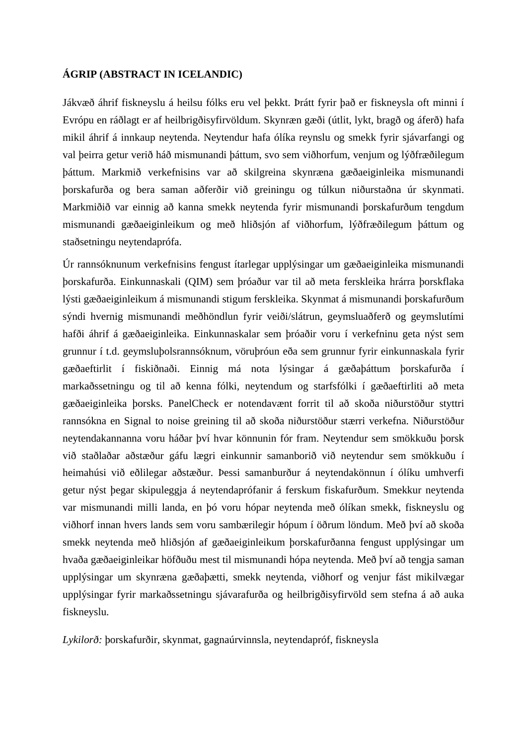**ÁGRIP (ABSTRACT IN ICELANDIC)**

Jákvæð áhrif fiskneyslu á heilsu fólks eru vel þekkt. Þrátt fyrir það er fiskneysla oft minni í Evrópu en ráðlagt er af heilbrigðisyfirvöldum. Skynræn gæði (útlit, lykt, bragð og áferð) hafa mikil áhrif á innkaup neytenda. Neytendur hafa ólíka reynslu og smekk fyrir sjávarfangi og val þeirra getur verið háð mismunandi þáttum, svo sem viðhorfum, venjum og lýðfræðilegum þáttum. Markmið verkefnisins var að skilgreina skynræna gæðaeiginleika mismunandi þorskafurða og bera saman aðferðir við greiningu og túlkun niðurstaðna úr skynmati. Markmiðið var einnig að kanna smekk neytenda fyrir mismunandi þorskafurðum tengdum mismunandi gæðaeiginleikum og með hliðsjón af viðhorfum, lýðfræðilegum þáttum og staðsetningu neytendaprófa.

Úr rannsóknunum verkefnisins fengust ítarlegar upplýsingar um gæðaeiginleika mismunandi þorskafurða. Einkunnaskali (QIM) sem þróaður var til að meta ferskleika hrárra þorskflaka lýsti gæðaeiginleikum á mismunandi stigum ferskleika. Skynmat á mismunandi þorskafurðum sýndi hvernig mismunandi meðhöndlun fyrir veiði/slátrun, geymsluaðferð og geymslutími hafði áhrif á gæðaeiginleika. Einkunnaskalar sem þróaðir voru í verkefninu geta nýst sem grunnur í t.d. geymsluþolsrannsóknum, vöruþróun eða sem grunnur fyrir einkunnaskala fyrir gæðaeftirlit í fiskiðnaði. Einnig má nota lýsingar á gæðaþáttum þorskafurða í markaðssetningu og til að kenna fólki, neytendum og starfsfólki í gæðaeftirliti að meta gæðaeiginleika þorsks. PanelCheck er notendavænt forrit til að skoða niðurstöður styttri rannsókna en Signal to noise greining til að skoða niðurstöður stærri verkefna. Niðurstöður neytendakannanna voru háðar því hvar könnunin fór fram. Neytendur sem smökkuðu þorsk við staðlaðar aðstæður gáfu lægri einkunnir samanborið við neytendur sem smökkuðu í heimahúsi við eðlilegar aðstæður. Þessi samanburður á neytendakönnun í ólíku umhverfi getur nýst þegar skipuleggja á neytendaprófanir á ferskum fiskafurðum. Smekkur neytenda var mismunandi milli landa, en þó voru hópar neytenda með ólíkan smekk, fiskneyslu og viðhorf innan hvers lands sem voru sambærilegir hópum í öðrum löndum. Með því að skoða smekk neytenda með hliðsjón af gæðaeiginleikum þorskafurðanna fengust upplýsingar um hvaða gæðaeiginleikar höfðuðu mest til mismunandi hópa neytenda. Með því að tengja saman upplýsingar um skynræna gæðaþætti, smekk neytenda, viðhorf og venjur fást mikilvægar upplýsingar fyrir markaðssetningu sjávarafurða og heilbrigðisyfirvöld sem stefna á að auka fiskneyslu.

*Lykilorð:* þorskafurðir, skynmat, gagnaúrvinnsla, neytendapróf, fiskneysla